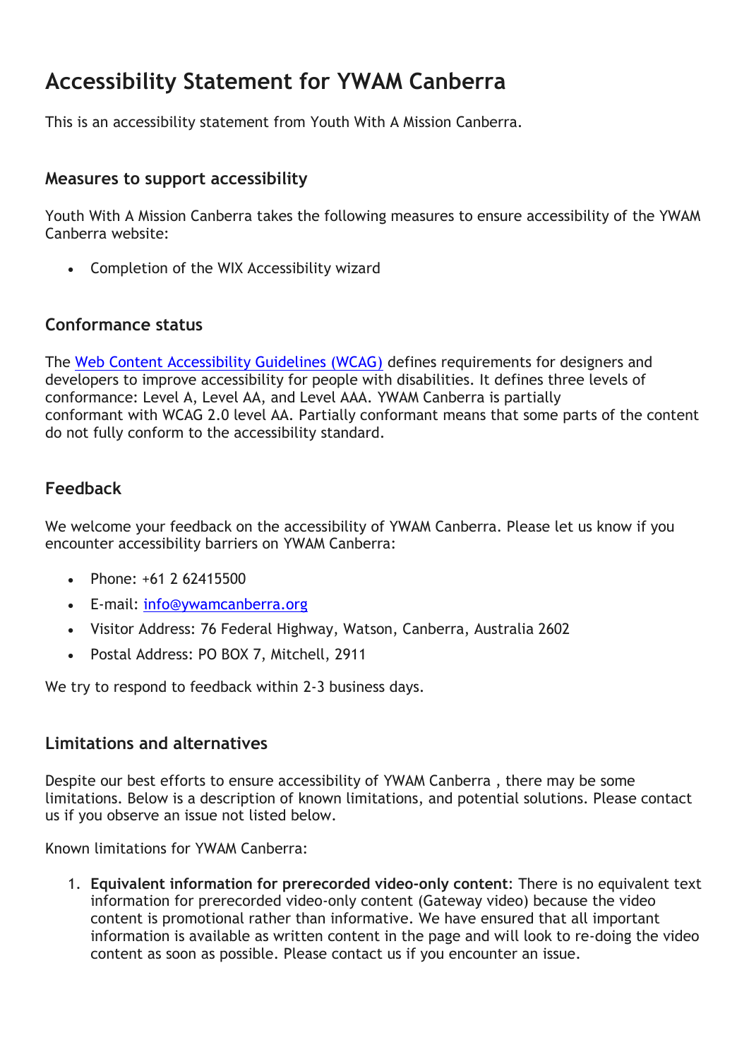# Accessibility Statement for YWAM Canberra

This is an accessibility statement from Youth With A Mission Canberra.

## Measures to support accessibility

Youth With A Mission Canberra takes the following measures to ensure accessibility of the YWAM Canberra website:

- Completion of the WIX Accessibility wizard

## Conformance status

The [Web Content Accessibility Guidelines (WCAG)](https://www.w3.org/WAI/standards-guidelines/wcag/) defines requirements for designers and developers to improve accessibility for people with disabilities. It defines three levels of conformance: Level A, Level AA, and Level AAA. YWAM Canberra is partially conformant with WCAG 2.0 level AA. Partially conformant means that some parts of the content do not fully conform to the accessibility standard.

## Feedback

We welcome your feedback on the accessibility of YWAM Canberra. Please let us know if you encounter accessibility barriers on YWAM Canberra:

- Phone: +61 2 62415500
- E-mail: [info@ywamcanberra.org](mailto:info@ywamcanberra.org)
- Visitor Address: 76 Federal Highway, Watson, Canberra, Australia 2602
- Postal Address: PO BOX 7, Mitchell, 2911

We try to respond to feedback within 2-3 business days.

## Limitations and alternatives

Despite our best efforts to ensure accessibility of YWAM Canberra , there may be some limitations. Below is a description of known limitations, and potential solutions. Please contact us if you observe an issue not listed below.

Known limitations for YWAM Canberra:

1. **Equivalent information for prerecorded video-only content**: There is no equivalent text information for prerecorded video-only content (Gateway video) because the video content is promotional rather than informative. We have ensured that all important information is available as written content in the page and will look to re-doing the video content as soon as possible. Please contact us if you encounter an issue.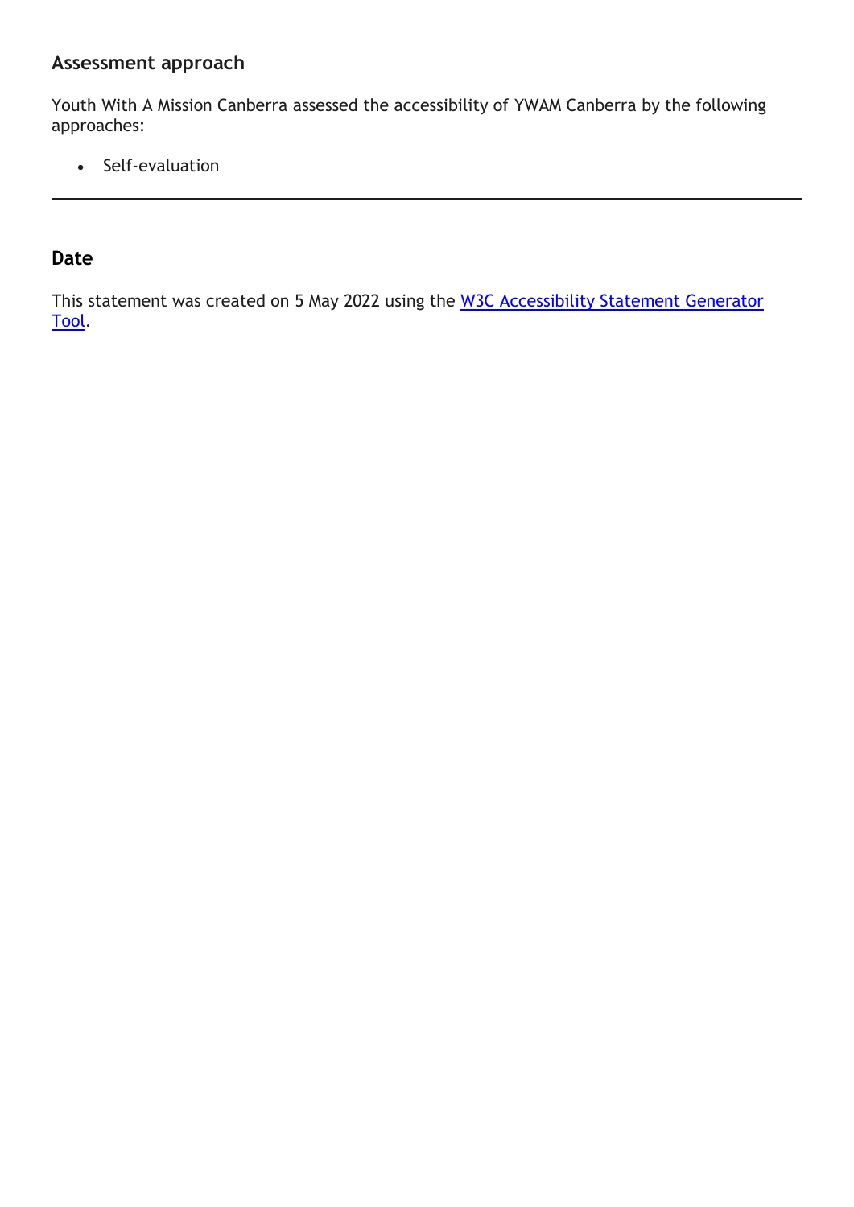### Assessment approach

Youth With A Mission Canberra assessed the accessibility of YWAM Canberra by the following approaches:

- Self-evaluation

---

### Date

This statement was created on 5 May 2022 using the [W3C Accessibility Statement Generator Tool](https://www.w3.org/WAI/planning/statements/).